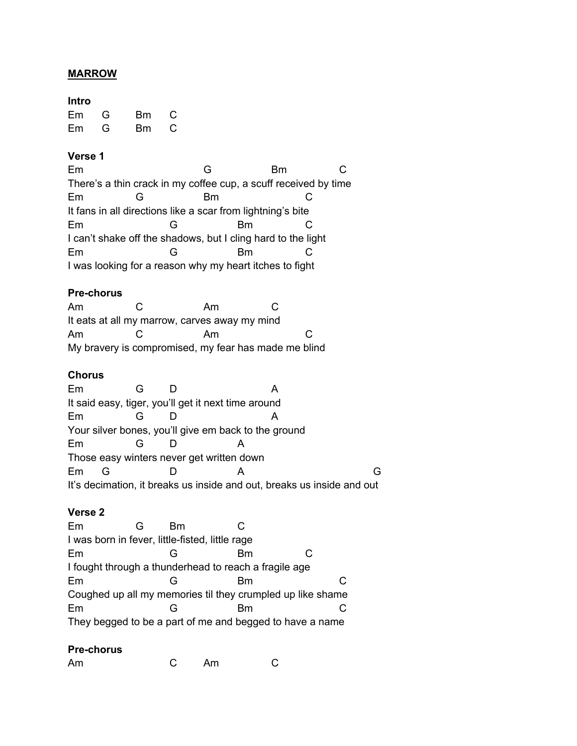**MARROW**

**Intro**

```
Em      G        Bm      C
Em      G        Bm      C
```

**Verse 1**

```
Em                              G                  Bm                C
There's a thin crack in my coffee cup, a scuff received by time
Em              G               Bm                         C
It fans in all directions like a scar from lightning's bite
Em                      G                   Bm           C
I can't shake off the shadows, but I cling hard to the light
Em                      G                   Bm           C
I was looking for a reason why my heart itches to fight
```

**Pre-chorus**

```
Am              C                  Am               C
It eats at all my marrow, carves away my mind
Am              C                  Am                        C
My bravery is compromised, my fear has made me blind
```

**Chorus**

```
Em              G        D                           A
It said easy, tiger, you'll get it next time around
Em              G        D                           A
Your silver bones, you'll give em back to the ground
Em              G        D                  A
Those easy winters never get written down
Em      G                D                  A                                   G
It's decimation, it breaks us inside and out, breaks us inside and out
```

**Verse 2**

```
Em              G        Bm                C
I was born in fever, little-fisted, little rage
Em                      G                   Bm                C
I fought through a thunderhead to reach a fragile age
Em                      G                   Bm                       C
Coughed up all my memories til they crumpled up like shame
Em                      G                   Bm                       C
They begged to be a part of me and begged to have a name
```

**Pre-chorus**

```
Am                       C        Am               C
```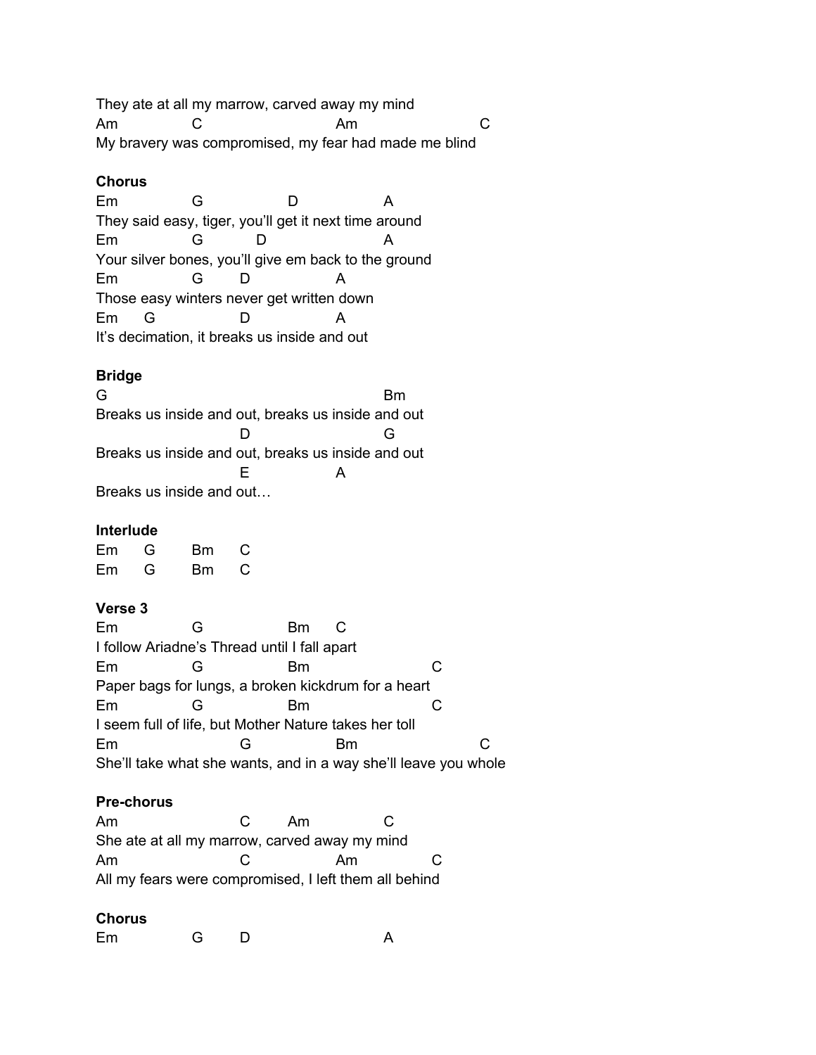```
They ate at all my marrow, carved away my mind
Am              C                        Am                          C
My bravery was compromised, my fear had made me blind
```

**Chorus**

```
Em              G                D                 A
They said easy, tiger, you'll get it next time around
Em              G           D                      A
Your silver bones, you'll give em back to the ground
Em              G       D               A
Those easy winters never get written down
Em      G               D               A
It's decimation, it breaks us inside and out
```

**Bridge**

```
G                                                   Bm
Breaks us inside and out, breaks us inside and out
                        D                           G
Breaks us inside and out, breaks us inside and out
                        E               A
Breaks us inside and out…
```

**Interlude**

```
Em      G       Bm      C
Em      G       Bm      C
```

**Verse 3**

```
Em              G               Bm      C
I follow Ariadne's Thread until I fall apart
Em              G               Bm                      C
Paper bags for lungs, a broken kickdrum for a heart
Em              G               Bm                      C
I seem full of life, but Mother Nature takes her toll
Em                      G               Bm                      C
She'll take what she wants, and in a way she'll leave you whole
```

**Pre-chorus**

```
Am                      C       Am              C
She ate at all my marrow, carved away my mind
Am                      C               Am              C
All my fears were compromised, I left them all behind
```

**Chorus**

```
Em              G       D                       A
```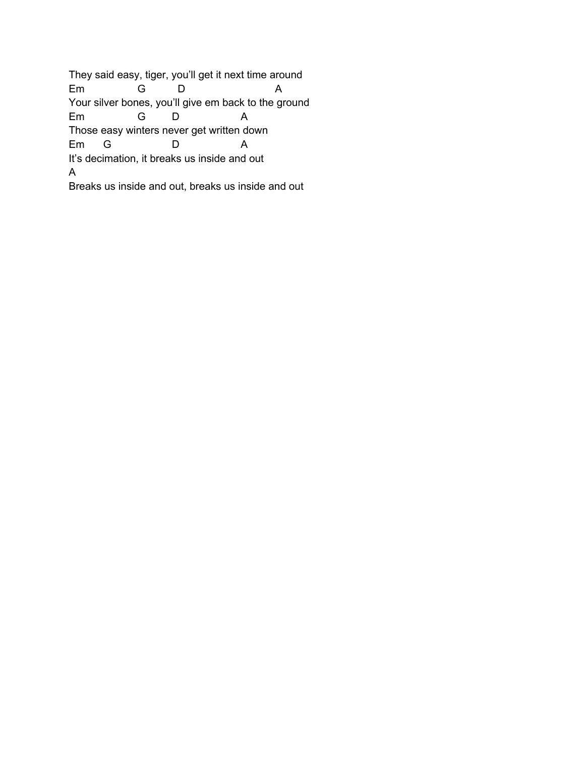```
They said easy, tiger, you'll get it next time around
Em                G          D                          A
Your silver bones, you'll give em back to the ground
Em                G        D                   A
Those easy winters never get written down
Em      G                  D                   A
It's decimation, it breaks us inside and out
A
Breaks us inside and out, breaks us inside and out
```